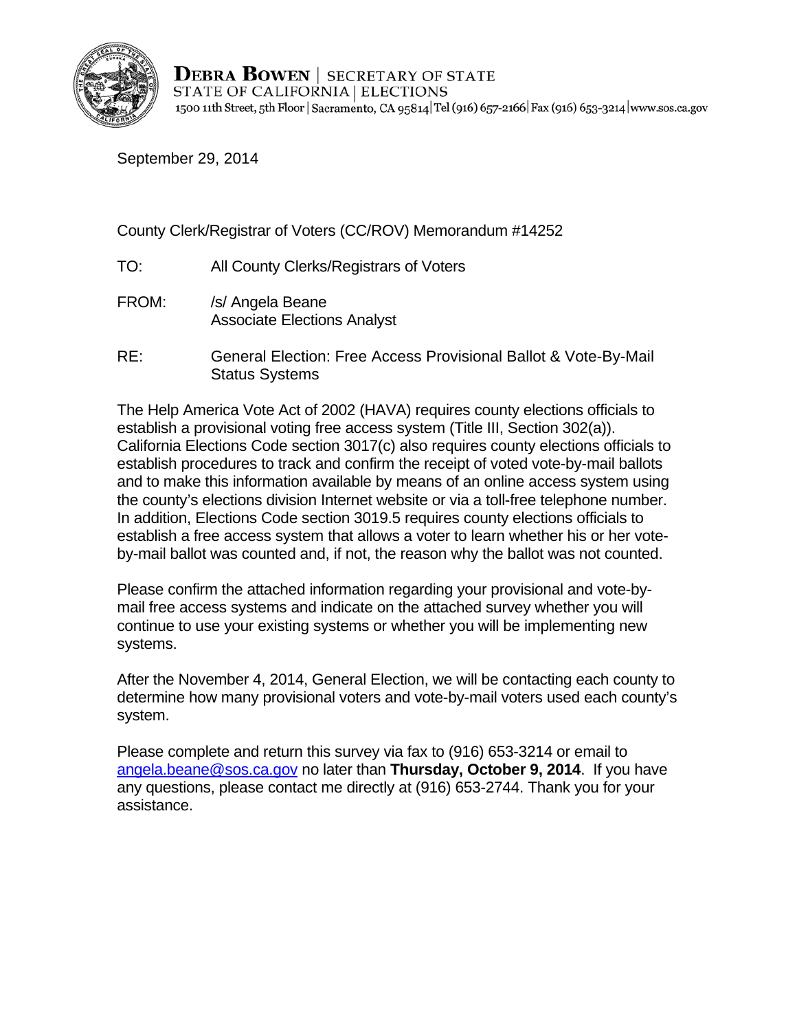**DEBRA BOWEN** | SECRETARY OF STATE
STATE OF CALIFORNIA | ELECTIONS
1500 11th Street, 5th Floor | Sacramento, CA 95814 | Tel (916) 657-2166 | Fax (916) 653-3214 | www.sos.ca.gov

September 29, 2014

County Clerk/Registrar of Voters (CC/ROV) Memorandum #14252

TO: All County Clerks/Registrars of Voters

FROM: /s/ Angela Beane
Associate Elections Analyst

RE: General Election: Free Access Provisional Ballot & Vote-By-Mail Status Systems

The Help America Vote Act of 2002 (HAVA) requires county elections officials to establish a provisional voting free access system (Title III, Section 302(a)). California Elections Code section 3017(c) also requires county elections officials to establish procedures to track and confirm the receipt of voted vote-by-mail ballots and to make this information available by means of an online access system using the county's elections division Internet website or via a toll-free telephone number. In addition, Elections Code section 3019.5 requires county elections officials to establish a free access system that allows a voter to learn whether his or her vote-by-mail ballot was counted and, if not, the reason why the ballot was not counted.

Please confirm the attached information regarding your provisional and vote-by-mail free access systems and indicate on the attached survey whether you will continue to use your existing systems or whether you will be implementing new systems.

After the November 4, 2014, General Election, we will be contacting each county to determine how many provisional voters and vote-by-mail voters used each county's system.

Please complete and return this survey via fax to (916) 653-3214 or email to angela.beane@sos.ca.gov no later than **Thursday, October 9, 2014**. If you have any questions, please contact me directly at (916) 653-2744. Thank you for your assistance.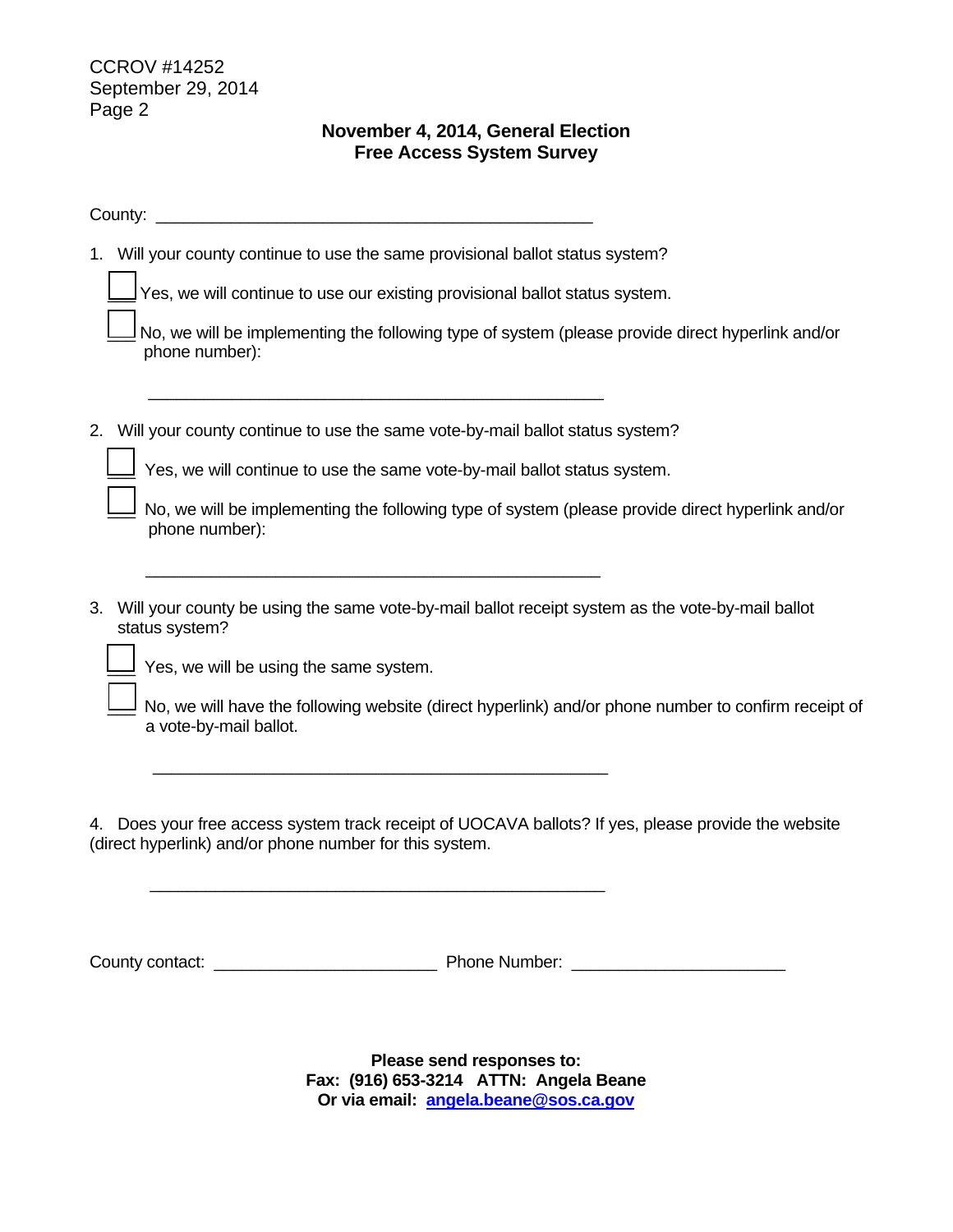CCROV #14252
September 29, 2014
Page 2

**November 4, 2014, General Election**
**Free Access System Survey**

County: _______________________________________________

1. Will your county continue to use the same provisional ballot status system?

☐ Yes, we will continue to use our existing provisional ballot status system.

☐ No, we will be implementing the following type of system (please provide direct hyperlink and/or phone number):

_______________________________________________

2. Will your county continue to use the same vote-by-mail ballot status system?

☐ Yes, we will continue to use the same vote-by-mail ballot status system.

☐ No, we will be implementing the following type of system (please provide direct hyperlink and/or phone number):

_______________________________________________

3. Will your county be using the same vote-by-mail ballot receipt system as the vote-by-mail ballot status system?

☐ Yes, we will be using the same system.

☐ No, we will have the following website (direct hyperlink) and/or phone number to confirm receipt of a vote-by-mail ballot.

_______________________________________________

4. Does your free access system track receipt of UOCAVA ballots? If yes, please provide the website (direct hyperlink) and/or phone number for this system.

_______________________________________________

County contact: ________________________ Phone Number: ______________________

**Please send responses to:**
**Fax: (916) 653-3214 ATTN: Angela Beane**
**Or via email: angela.beane@sos.ca.gov**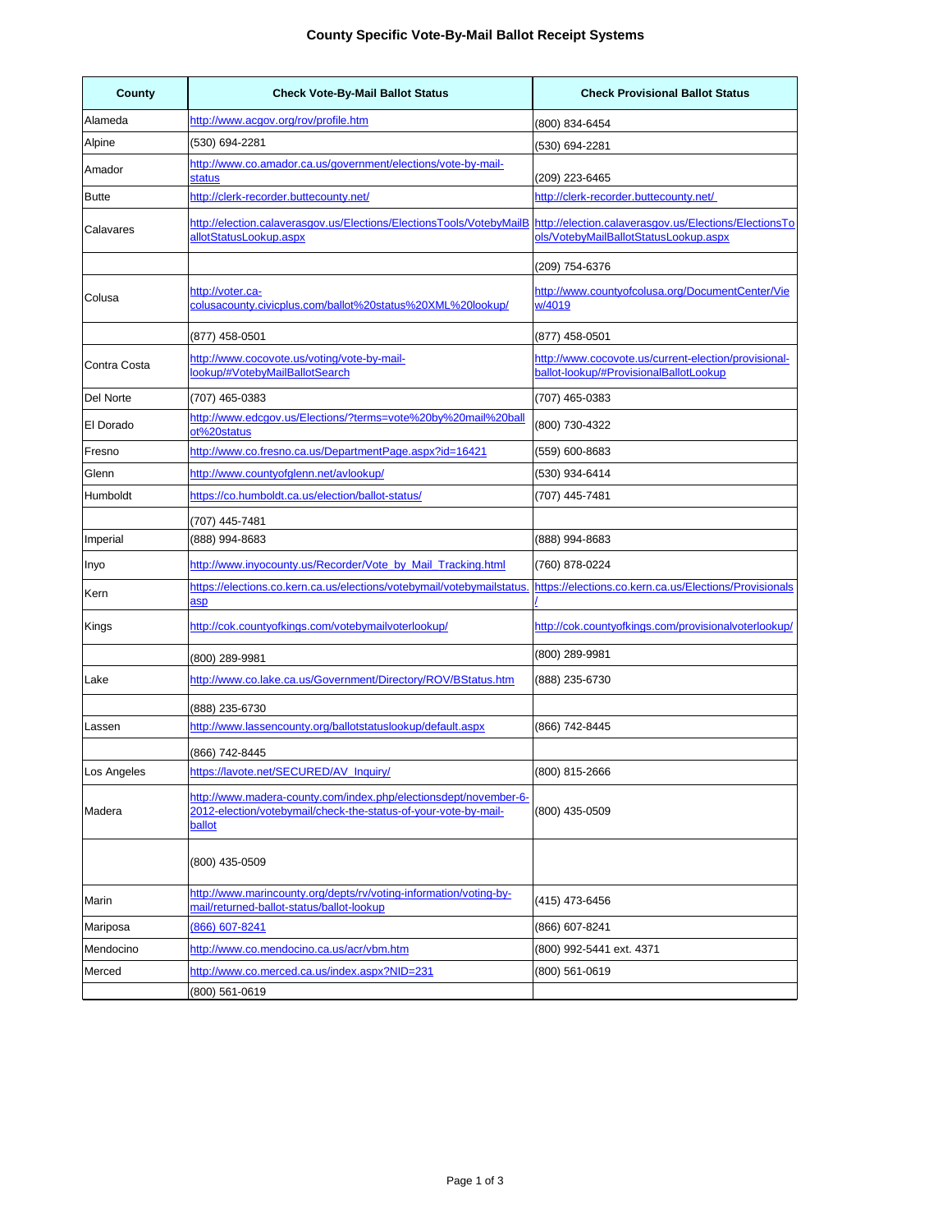## County Specific Vote-By-Mail Ballot Receipt Systems

| County | Check Vote-By-Mail Ballot Status | Check Provisional Ballot Status |
|---|---|---|
| Alameda | http://www.acgov.org/rov/profile.htm | (800) 834-6454 |
| Alpine | (530) 694-2281 | (530) 694-2281 |
| Amador | http://www.co.amador.ca.us/government/elections/vote-by-mail-status | (209) 223-6465 |
| Butte | http://clerk-recorder.buttecounty.net/ | http://clerk-recorder.buttecounty.net/ |
| Calavares | http://election.calaverasgov.us/Elections/ElectionsTools/VotebyMailBallotStatusLookup.aspx | http://election.calaverasgov.us/Elections/ElectionsTools/VotebyMailBallotStatusLookup.aspx |
| | | (209) 754-6376 |
| Colusa | http://voter.ca-colusacounty.civicplus.com/ballot%20status%20XML%20lookup/ | http://www.countyofcolusa.org/DocumentCenter/View/4019 |
| | (877) 458-0501 | (877) 458-0501 |
| Contra Costa | http://www.cocovote.us/voting/vote-by-mail-lookup/#VotebyMailBallotSearch | http://www.cocovote.us/current-election/provisional-ballot-lookup/#ProvisionalBallotLookup |
| Del Norte | (707) 465-0383 | (707) 465-0383 |
| El Dorado | http://www.edcgov.us/Elections/?terms=vote%20by%20mail%20ballot%20status | (800) 730-4322 |
| Fresno | http://www.co.fresno.ca.us/DepartmentPage.aspx?id=16421 | (559) 600-8683 |
| Glenn | http://www.countyofglenn.net/avlookup/ | (530) 934-6414 |
| Humboldt | https://co.humboldt.ca.us/election/ballot-status/ | (707) 445-7481 |
| | (707) 445-7481 | |
| Imperial | (888) 994-8683 | (888) 994-8683 |
| Inyo | http://www.inyocounty.us/Recorder/Vote_by_Mail_Tracking.html | (760) 878-0224 |
| Kern | https://elections.co.kern.ca.us/elections/votebymail/votebymailstatus.asp | https://elections.co.kern.ca.us/Elections/Provisionals/ |
| Kings | http://cok.countyofkings.com/votebymailvoterlookup/ | http://cok.countyofkings.com/provisionalvoterlookup/ |
| | (800) 289-9981 | (800) 289-9981 |
| Lake | http://www.co.lake.ca.us/Government/Directory/ROV/BStatus.htm | (888) 235-6730 |
| | (888) 235-6730 | |
| Lassen | http://www.lassencounty.org/ballotstatuslookup/default.aspx | (866) 742-8445 |
| | (866) 742-8445 | |
| Los Angeles | https://lavote.net/SECURED/AV_Inquiry/ | (800) 815-2666 |
| Madera | http://www.madera-county.com/index.php/electionsdept/november-6-2012-election/votebymail/check-the-status-of-your-vote-by-mail-ballot | (800) 435-0509 |
| | (800) 435-0509 | |
| Marin | http://www.marincounty.org/depts/rv/voting-information/voting-by-mail/returned-ballot-status/ballot-lookup | (415) 473-6456 |
| Mariposa | (866) 607-8241 | (866) 607-8241 |
| Mendocino | http://www.co.mendocino.ca.us/acr/vbm.htm | (800) 992-5441 ext. 4371 |
| Merced | http://www.co.merced.ca.us/index.aspx?NID=231 | (800) 561-0619 |
| | (800) 561-0619 | |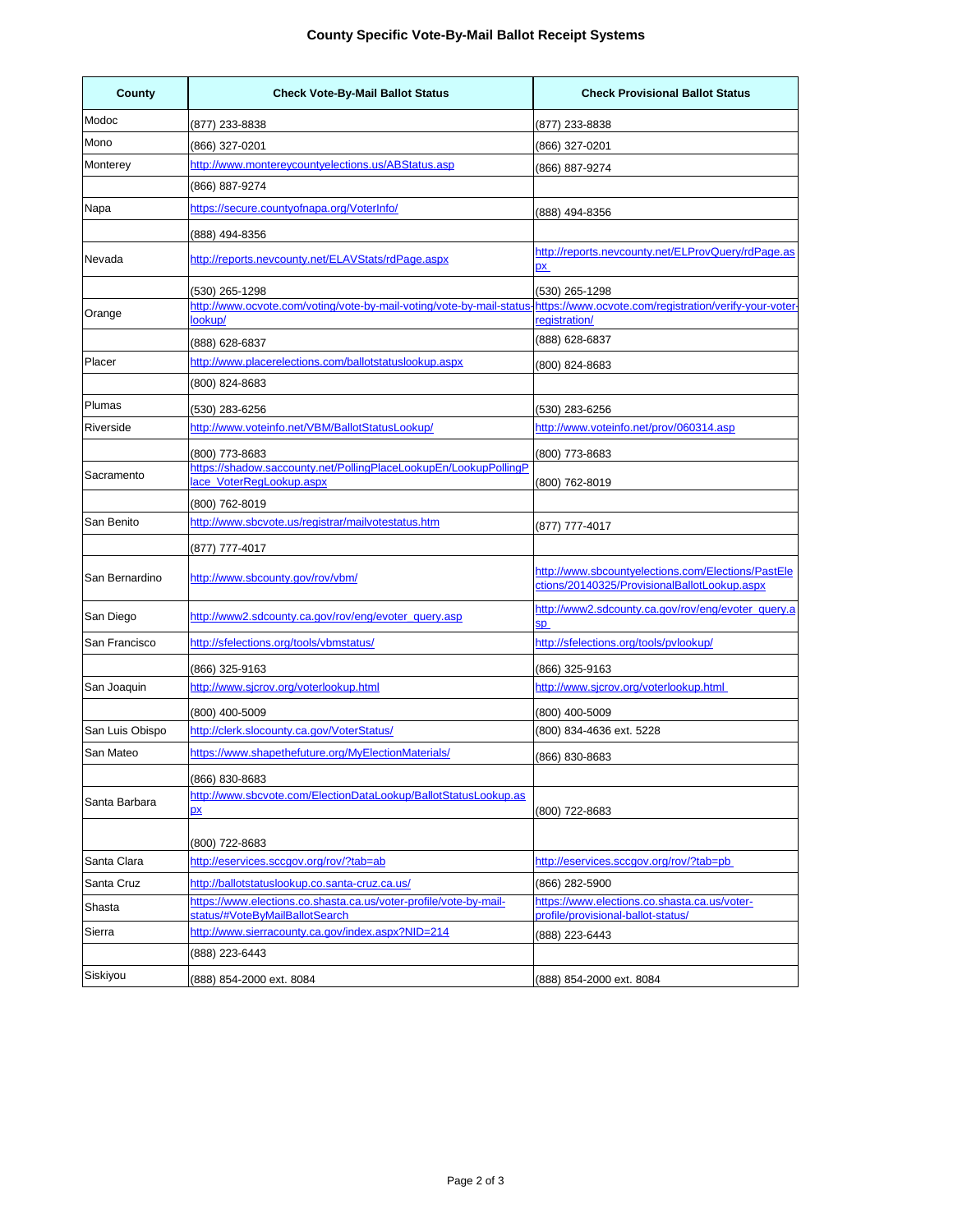# County Specific Vote-By-Mail Ballot Receipt Systems

| County | Check Vote-By-Mail Ballot Status | Check Provisional Ballot Status |
|---|---|---|
| Modoc | (877) 233-8838 | (877) 233-8838 |
| Mono | (866) 327-0201 | (866) 327-0201 |
| Monterey | http://www.montereycountyelections.us/ABStatus.asp | (866) 887-9274 |
| | (866) 887-9274 | |
| Napa | https://secure.countyofnapa.org/VoterInfo/ | (888) 494-8356 |
| | (888) 494-8356 | |
| Nevada | http://reports.nevcounty.net/ELAVStats/rdPage.aspx | http://reports.nevcounty.net/ELProvQuery/rdPage.aspx |
| | (530) 265-1298 | (530) 265-1298 |
| Orange | http://www.ocvote.com/voting/vote-by-mail-voting/vote-by-mail-status-lookup/ | https://www.ocvote.com/registration/verify-your-voter-registration/ |
| | (888) 628-6837 | (888) 628-6837 |
| Placer | http://www.placerelections.com/ballotstatuslookup.aspx | (800) 824-8683 |
| | (800) 824-8683 | |
| Plumas | (530) 283-6256 | (530) 283-6256 |
| Riverside | http://www.voteinfo.net/VBM/BallotStatusLookup/ | http://www.voteinfo.net/prov/060314.asp |
| | (800) 773-8683 | (800) 773-8683 |
| Sacramento | https://shadow.saccounty.net/PollingPlaceLookupEn/LookupPollingPlace_VoterRegLookup.aspx | (800) 762-8019 |
| | (800) 762-8019 | |
| San Benito | http://www.sbcvote.us/registrar/mailvotestatus.htm | (877) 777-4017 |
| | (877) 777-4017 | |
| San Bernardino | http://www.sbcounty.gov/rov/vbm/ | http://www.sbcountyelections.com/Elections/PastElections/20140325/ProvisionalBallotLookup.aspx |
| San Diego | http://www2.sdcounty.ca.gov/rov/eng/evoter_query.asp | http://www2.sdcounty.ca.gov/rov/eng/evoter_query.asp |
| San Francisco | http://sfelections.org/tools/vbmstatus/ | http://sfelections.org/tools/pvlookup/ |
| | (866) 325-9163 | (866) 325-9163 |
| San Joaquin | http://www.sjcrov.org/voterlookup.html | http://www.sjcrov.org/voterlookup.html |
| | (800) 400-5009 | (800) 400-5009 |
| San Luis Obispo | http://clerk.slocounty.ca.gov/VoterStatus/ | (800) 834-4636 ext. 5228 |
| San Mateo | https://www.shapethefuture.org/MyElectionMaterials/ | (866) 830-8683 |
| | (866) 830-8683 | |
| Santa Barbara | http://www.sbcvote.com/ElectionDataLookup/BallotStatusLookup.aspx | (800) 722-8683 |
| | (800) 722-8683 | |
| Santa Clara | http://eservices.sccgov.org/rov/?tab=ab | http://eservices.sccgov.org/rov/?tab=pb |
| Santa Cruz | http://ballotstatuslookup.co.santa-cruz.ca.us/ | (866) 282-5900 |
| Shasta | https://www.elections.co.shasta.ca.us/voter-profile/vote-by-mail-status/#VoteByMailBallotSearch | https://www.elections.co.shasta.ca.us/voter-profile/provisional-ballot-status/ |
| Sierra | http://www.sierracounty.ca.gov/index.aspx?NID=214 | (888) 223-6443 |
| | (888) 223-6443 | |
| Siskiyou | (888) 854-2000 ext. 8084 | (888) 854-2000 ext. 8084 |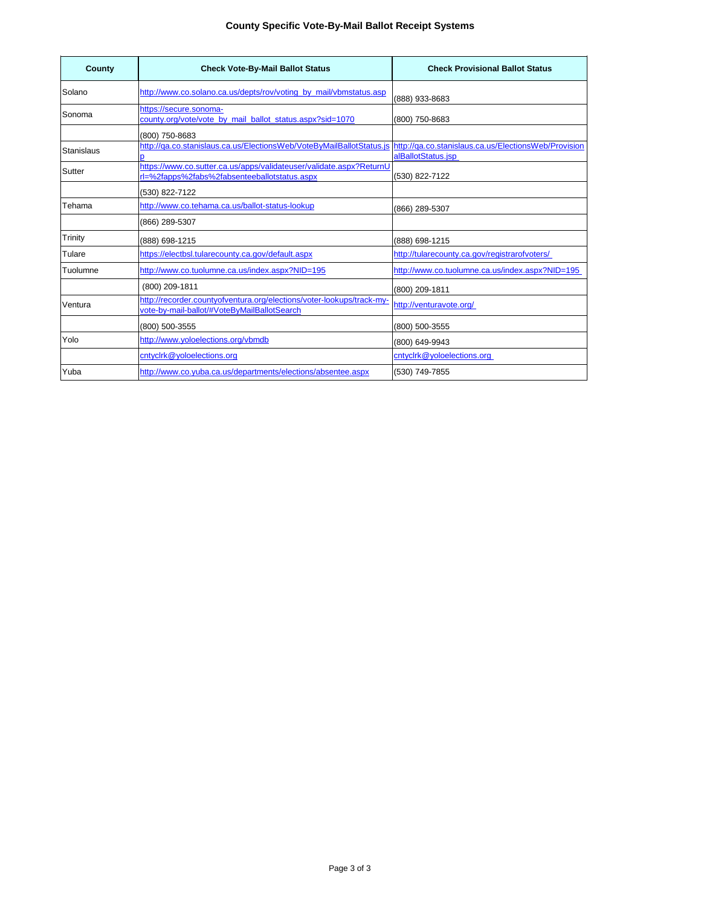## County Specific Vote-By-Mail Ballot Receipt Systems

| County | Check Vote-By-Mail Ballot Status | Check Provisional Ballot Status |
|---|---|---|
| Solano | http://www.co.solano.ca.us/depts/rov/voting_by_mail/vbmstatus.asp | (888) 933-8683 |
| Sonoma | https://secure.sonoma-county.org/vote/vote_by_mail_ballot_status.aspx?sid=1070 | (800) 750-8683 |
| | (800) 750-8683 | |
| Stanislaus | http://qa.co.stanislaus.ca.us/ElectionsWeb/VoteByMailBallotStatus.jsp | http://qa.co.stanislaus.ca.us/ElectionsWeb/ProvisionalBallotStatus.jsp |
| Sutter | https://www.co.sutter.ca.us/apps/validateuser/validate.aspx?ReturnUrl=%2fapps%2fabs%2fabsenteeballotstatus.aspx | (530) 822-7122 |
| | (530) 822-7122 | |
| Tehama | http://www.co.tehama.ca.us/ballot-status-lookup | (866) 289-5307 |
| | (866) 289-5307 | |
| Trinity | (888) 698-1215 | (888) 698-1215 |
| Tulare | https://electbsl.tularecounty.ca.gov/default.aspx | http://tularecounty.ca.gov/registrarofvoters/ |
| Tuolumne | http://www.co.tuolumne.ca.us/index.aspx?NID=195 | http://www.co.tuolumne.ca.us/index.aspx?NID=195 |
| | (800) 209-1811 | (800) 209-1811 |
| Ventura | http://recorder.countyofventura.org/elections/voter-lookups/track-my-vote-by-mail-ballot/#VoteByMailBallotSearch | http://venturavote.org/ |
| | (800) 500-3555 | (800) 500-3555 |
| Yolo | http://www.yoloelections.org/vbmdb | (800) 649-9943 |
| | cntyclrk@yoloelections.org | cntyclrk@yoloelections.org |
| Yuba | http://www.co.yuba.ca.us/departments/elections/absentee.aspx | (530) 749-7855 |